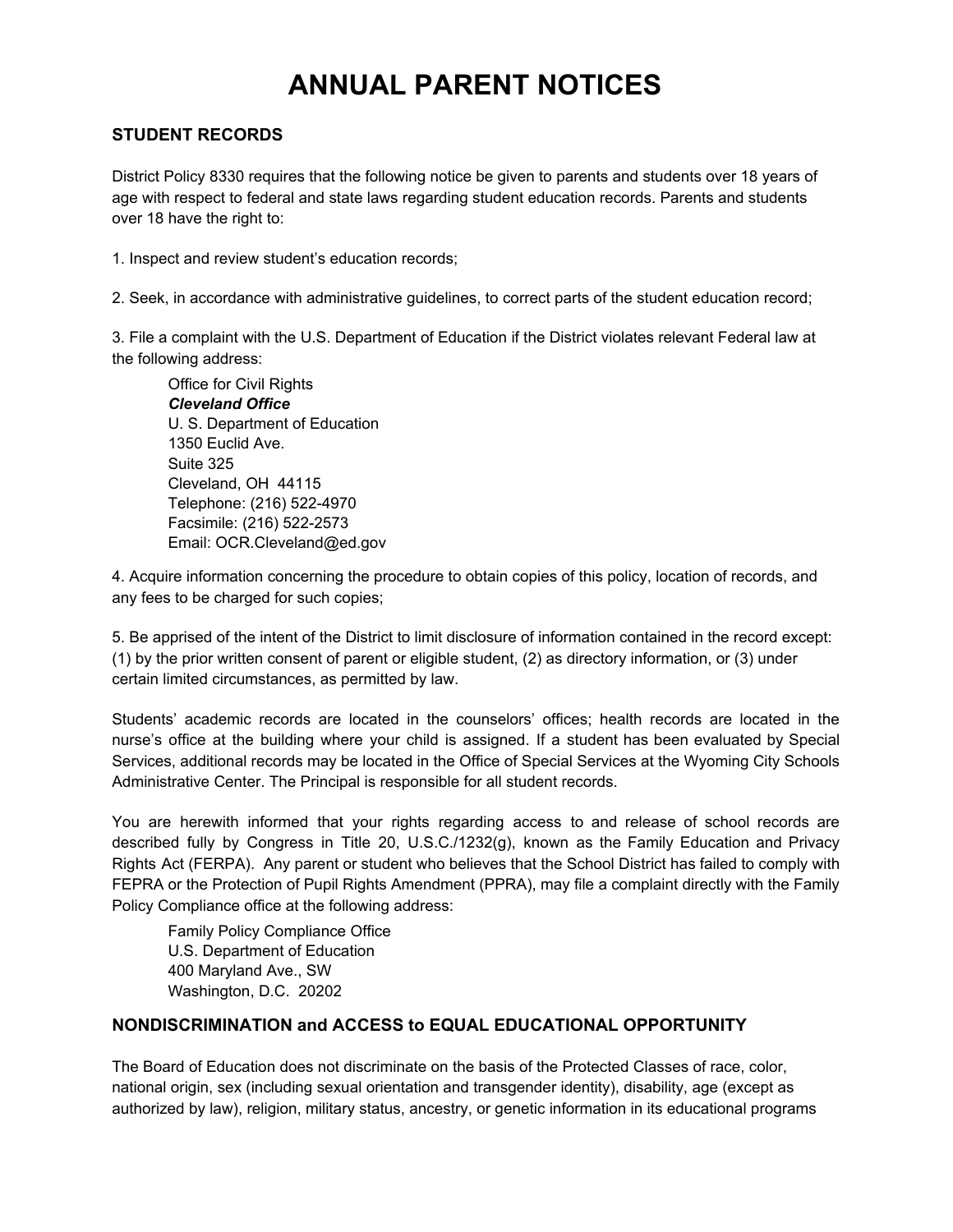# ANNUAL PARENT NOTICES

## STUDENT RECORDS

District Policy 8330 requires that the following notice be given to parents and students over 18 years of age with respect to federal and state laws regarding student education records. Parents and students over 18 have the right to:

1. Inspect and review student's education records;

2. Seek, in accordance with administrative guidelines, to correct parts of the student education record;

3. File a complaint with the U.S. Department of Education if the District violates relevant Federal law at the following address:

   Office for Civil Rights
   ***Cleveland Office***
   U. S. Department of Education
   1350 Euclid Ave.
   Suite 325
   Cleveland, OH 44115
   Telephone: (216) 522-4970
   Facsimile: (216) 522-2573
   Email: OCR.Cleveland@ed.gov

4. Acquire information concerning the procedure to obtain copies of this policy, location of records, and any fees to be charged for such copies;

5. Be apprised of the intent of the District to limit disclosure of information contained in the record except: (1) by the prior written consent of parent or eligible student, (2) as directory information, or (3) under certain limited circumstances, as permitted by law.

Students' academic records are located in the counselors' offices; health records are located in the nurse's office at the building where your child is assigned. If a student has been evaluated by Special Services, additional records may be located in the Office of Special Services at the Wyoming City Schools Administrative Center. The Principal is responsible for all student records.

You are herewith informed that your rights regarding access to and release of school records are described fully by Congress in Title 20, U.S.C./1232(g), known as the Family Education and Privacy Rights Act (FERPA). Any parent or student who believes that the School District has failed to comply with FEPRA or the Protection of Pupil Rights Amendment (PPRA), may file a complaint directly with the Family Policy Compliance office at the following address:

   Family Policy Compliance Office
   U.S. Department of Education
   400 Maryland Ave., SW
   Washington, D.C. 20202

## NONDISCRIMINATION and ACCESS to EQUAL EDUCATIONAL OPPORTUNITY

The Board of Education does not discriminate on the basis of the Protected Classes of race, color, national origin, sex (including sexual orientation and transgender identity), disability, age (except as authorized by law), religion, military status, ancestry, or genetic information in its educational programs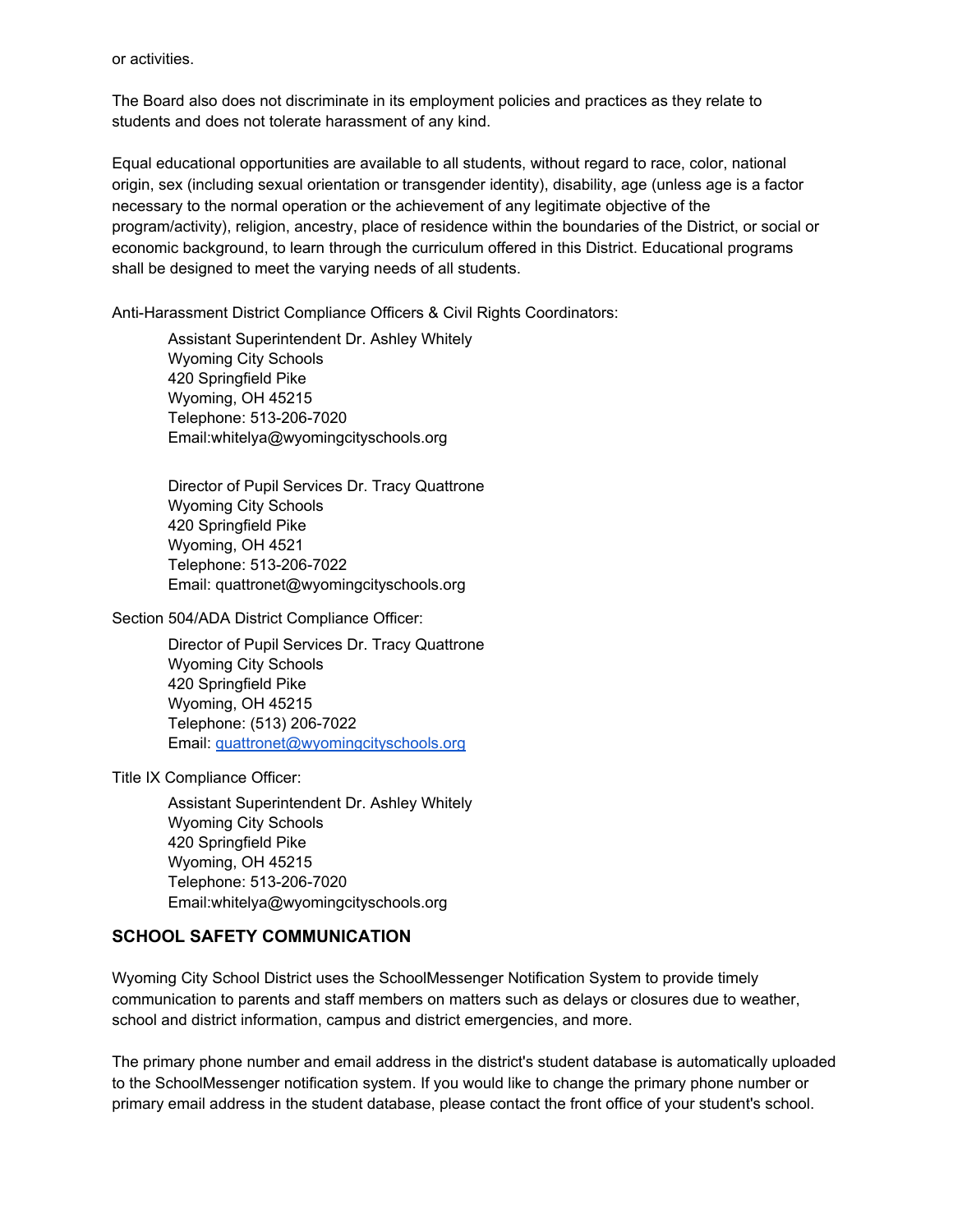or activities.

The Board also does not discriminate in its employment policies and practices as they relate to students and does not tolerate harassment of any kind.

Equal educational opportunities are available to all students, without regard to race, color, national origin, sex (including sexual orientation or transgender identity), disability, age (unless age is a factor necessary to the normal operation or the achievement of any legitimate objective of the program/activity), religion, ancestry, place of residence within the boundaries of the District, or social or economic background, to learn through the curriculum offered in this District. Educational programs shall be designed to meet the varying needs of all students.

Anti-Harassment District Compliance Officers & Civil Rights Coordinators:

Assistant Superintendent Dr. Ashley Whitely
Wyoming City Schools
420 Springfield Pike
Wyoming, OH 45215
Telephone: 513-206-7020
Email:whitelya@wyomingcityschools.org

Director of Pupil Services Dr. Tracy Quattrone
Wyoming City Schools
420 Springfield Pike
Wyoming, OH 4521
Telephone: 513-206-7022
Email: quattronet@wyomingcityschools.org

Section 504/ADA District Compliance Officer:

Director of Pupil Services Dr. Tracy Quattrone
Wyoming City Schools
420 Springfield Pike
Wyoming, OH 45215
Telephone: (513) 206-7022
Email: quattronet@wyomingcityschools.org

Title IX Compliance Officer:

Assistant Superintendent Dr. Ashley Whitely
Wyoming City Schools
420 Springfield Pike
Wyoming, OH 45215
Telephone: 513-206-7020
Email:whitelya@wyomingcityschools.org

## SCHOOL SAFETY COMMUNICATION

Wyoming City School District uses the SchoolMessenger Notification System to provide timely communication to parents and staff members on matters such as delays or closures due to weather, school and district information, campus and district emergencies, and more.

The primary phone number and email address in the district's student database is automatically uploaded to the SchoolMessenger notification system. If you would like to change the primary phone number or primary email address in the student database, please contact the front office of your student's school.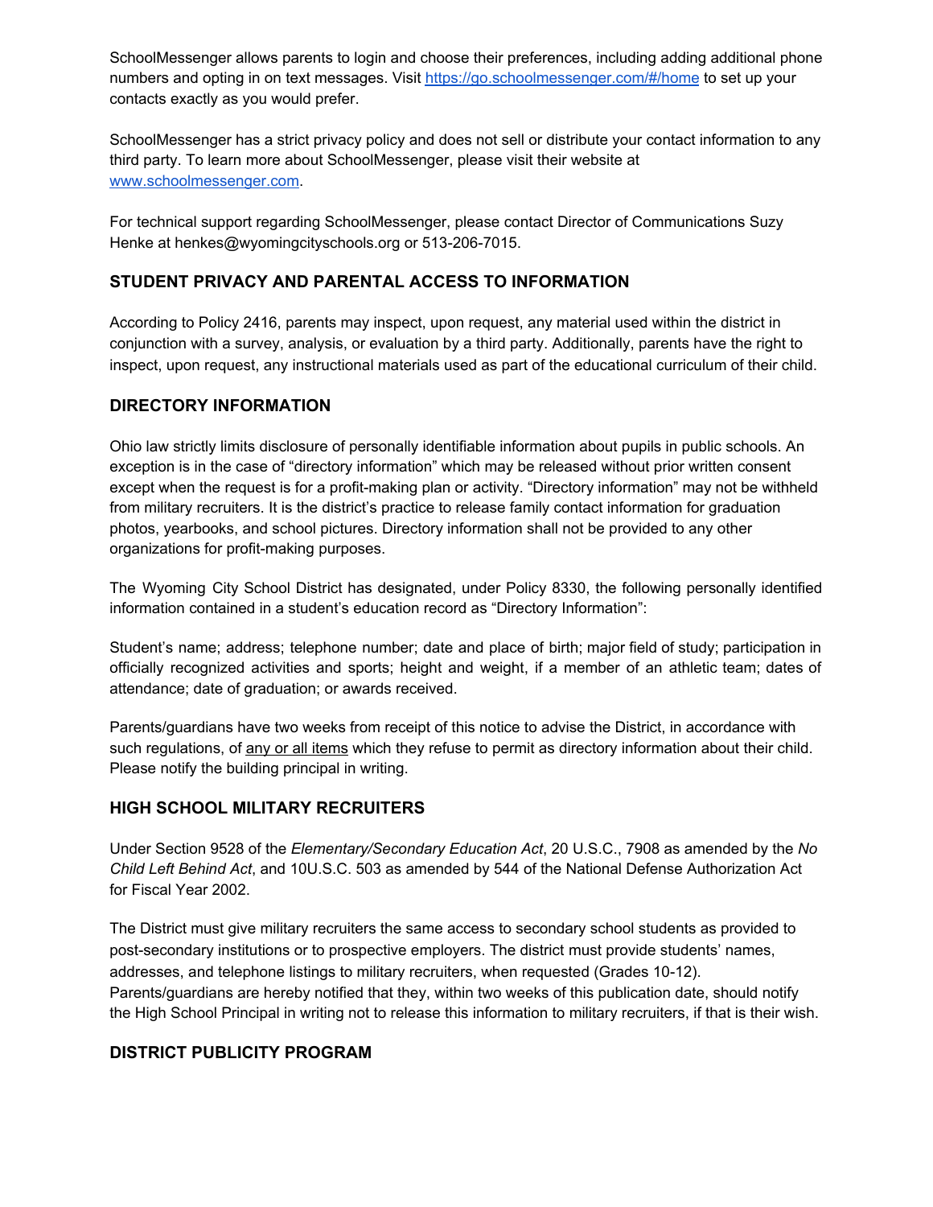SchoolMessenger allows parents to login and choose their preferences, including adding additional phone numbers and opting in on text messages. Visit [https://go.schoolmessenger.com/#/home](https://go.schoolmessenger.com/#/home) to set up your contacts exactly as you would prefer.

SchoolMessenger has a strict privacy policy and does not sell or distribute your contact information to any third party. To learn more about SchoolMessenger, please visit their website at [www.schoolmessenger.com](www.schoolmessenger.com).

For technical support regarding SchoolMessenger, please contact Director of Communications Suzy Henke at henkes@wyomingcityschools.org or 513-206-7015.

## STUDENT PRIVACY AND PARENTAL ACCESS TO INFORMATION

According to Policy 2416, parents may inspect, upon request, any material used within the district in conjunction with a survey, analysis, or evaluation by a third party. Additionally, parents have the right to inspect, upon request, any instructional materials used as part of the educational curriculum of their child.

## DIRECTORY INFORMATION

Ohio law strictly limits disclosure of personally identifiable information about pupils in public schools. An exception is in the case of "directory information" which may be released without prior written consent except when the request is for a profit-making plan or activity. "Directory information" may not be withheld from military recruiters. It is the district's practice to release family contact information for graduation photos, yearbooks, and school pictures. Directory information shall not be provided to any other organizations for profit-making purposes.

The Wyoming City School District has designated, under Policy 8330, the following personally identified information contained in a student's education record as "Directory Information":

Student's name; address; telephone number; date and place of birth; major field of study; participation in officially recognized activities and sports; height and weight, if a member of an athletic team; dates of attendance; date of graduation; or awards received.

Parents/guardians have two weeks from receipt of this notice to advise the District, in accordance with such regulations, of <u>any or all items</u> which they refuse to permit as directory information about their child. Please notify the building principal in writing.

## HIGH SCHOOL MILITARY RECRUITERS

Under Section 9528 of the *Elementary/Secondary Education Act*, 20 U.S.C., 7908 as amended by the *No Child Left Behind Act*, and 10U.S.C. 503 as amended by 544 of the National Defense Authorization Act for Fiscal Year 2002.

The District must give military recruiters the same access to secondary school students as provided to post-secondary institutions or to prospective employers. The district must provide students' names, addresses, and telephone listings to military recruiters, when requested (Grades 10-12). Parents/guardians are hereby notified that they, within two weeks of this publication date, should notify the High School Principal in writing not to release this information to military recruiters, if that is their wish.

## DISTRICT PUBLICITY PROGRAM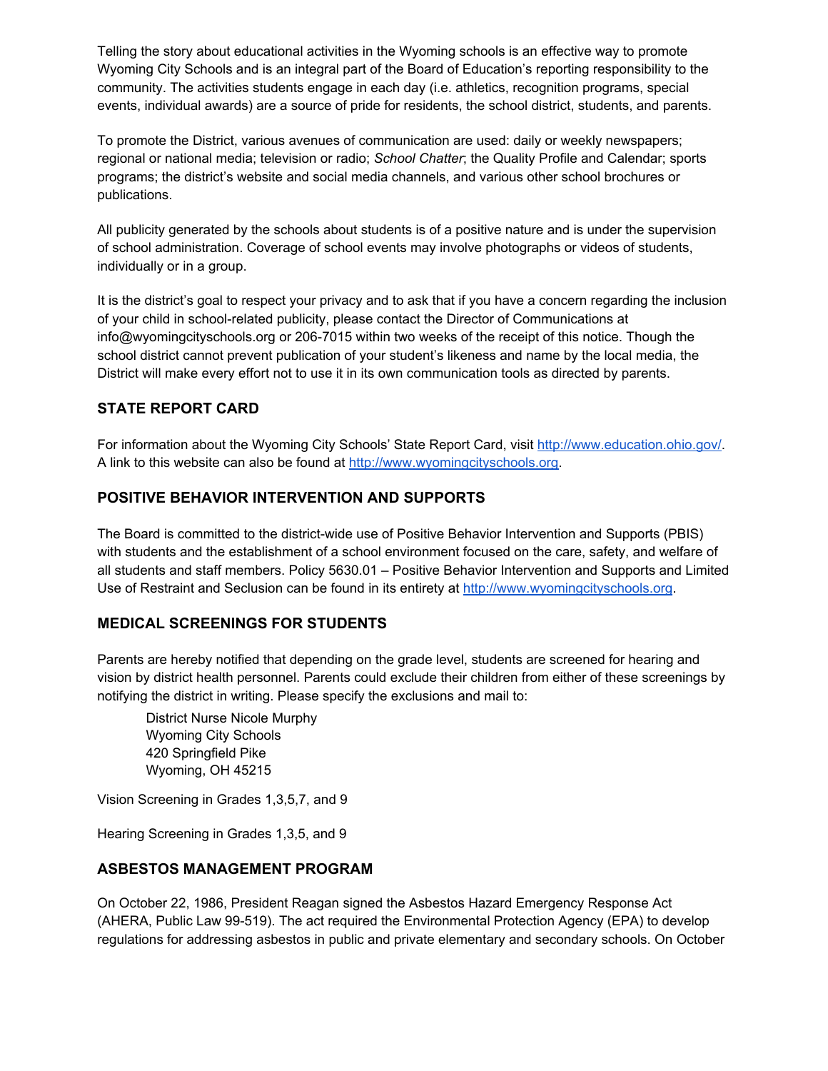Telling the story about educational activities in the Wyoming schools is an effective way to promote Wyoming City Schools and is an integral part of the Board of Education's reporting responsibility to the community. The activities students engage in each day (i.e. athletics, recognition programs, special events, individual awards) are a source of pride for residents, the school district, students, and parents.

To promote the District, various avenues of communication are used: daily or weekly newspapers; regional or national media; television or radio; *School Chatter*; the Quality Profile and Calendar; sports programs; the district's website and social media channels, and various other school brochures or publications.

All publicity generated by the schools about students is of a positive nature and is under the supervision of school administration. Coverage of school events may involve photographs or videos of students, individually or in a group.

It is the district's goal to respect your privacy and to ask that if you have a concern regarding the inclusion of your child in school-related publicity, please contact the Director of Communications at info@wyomingcityschools.org or 206-7015 within two weeks of the receipt of this notice. Though the school district cannot prevent publication of your student's likeness and name by the local media, the District will make every effort not to use it in its own communication tools as directed by parents.

## STATE REPORT CARD

For information about the Wyoming City Schools' State Report Card, visit [http://www.education.ohio.gov/](http://www.education.ohio.gov/). A link to this website can also be found at [http://www.wyomingcityschools.org](http://www.wyomingcityschools.org).

## POSITIVE BEHAVIOR INTERVENTION AND SUPPORTS

The Board is committed to the district-wide use of Positive Behavior Intervention and Supports (PBIS) with students and the establishment of a school environment focused on the care, safety, and welfare of all students and staff members. Policy 5630.01 – Positive Behavior Intervention and Supports and Limited Use of Restraint and Seclusion can be found in its entirety at [http://www.wyomingcityschools.org](http://www.wyomingcityschools.org).

## MEDICAL SCREENINGS FOR STUDENTS

Parents are hereby notified that depending on the grade level, students are screened for hearing and vision by district health personnel. Parents could exclude their children from either of these screenings by notifying the district in writing. Please specify the exclusions and mail to:

> District Nurse Nicole Murphy
> Wyoming City Schools
> 420 Springfield Pike
> Wyoming, OH 45215

Vision Screening in Grades 1,3,5,7, and 9

Hearing Screening in Grades 1,3,5, and 9

## ASBESTOS MANAGEMENT PROGRAM

On October 22, 1986, President Reagan signed the Asbestos Hazard Emergency Response Act (AHERA, Public Law 99-519). The act required the Environmental Protection Agency (EPA) to develop regulations for addressing asbestos in public and private elementary and secondary schools. On October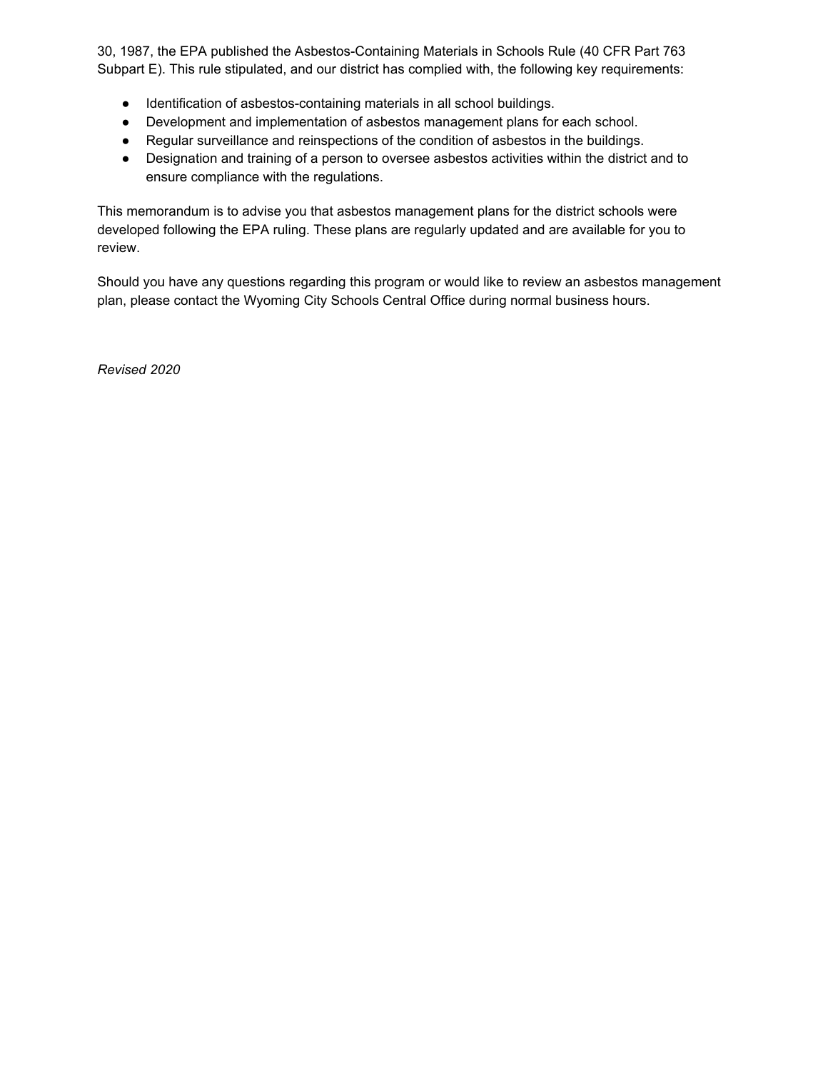30, 1987, the EPA published the Asbestos-Containing Materials in Schools Rule (40 CFR Part 763 Subpart E). This rule stipulated, and our district has complied with, the following key requirements:

- Identification of asbestos-containing materials in all school buildings.
- Development and implementation of asbestos management plans for each school.
- Regular surveillance and reinspections of the condition of asbestos in the buildings.
- Designation and training of a person to oversee asbestos activities within the district and to ensure compliance with the regulations.

This memorandum is to advise you that asbestos management plans for the district schools were developed following the EPA ruling. These plans are regularly updated and are available for you to review.

Should you have any questions regarding this program or would like to review an asbestos management plan, please contact the Wyoming City Schools Central Office during normal business hours.

*Revised 2020*